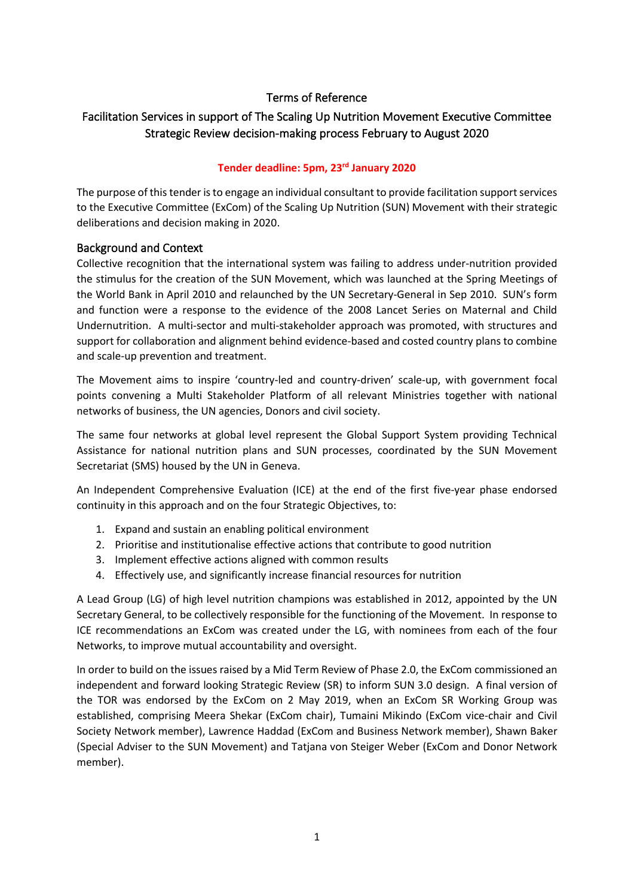# Terms of Reference

## Facilitation Services in support of The Scaling Up Nutrition Movement Executive Committee Strategic Review decision-making process February to August 2020

**Tender deadline: 5pm, 23rd January 2020**

The purpose of this tender is to engage an individual consultant to provide facilitation support services to the Executive Committee (ExCom) of the Scaling Up Nutrition (SUN) Movement with their strategic deliberations and decision making in 2020.

## Background and Context

Collective recognition that the international system was failing to address under-nutrition provided the stimulus for the creation of the SUN Movement, which was launched at the Spring Meetings of the World Bank in April 2010 and relaunched by the UN Secretary-General in Sep 2010. SUN's form and function were a response to the evidence of the 2008 Lancet Series on Maternal and Child Undernutrition. A multi-sector and multi-stakeholder approach was promoted, with structures and support for collaboration and alignment behind evidence-based and costed country plans to combine and scale-up prevention and treatment.

The Movement aims to inspire 'country-led and country-driven' scale-up, with government focal points convening a Multi Stakeholder Platform of all relevant Ministries together with national networks of business, the UN agencies, Donors and civil society.

The same four networks at global level represent the Global Support System providing Technical Assistance for national nutrition plans and SUN processes, coordinated by the SUN Movement Secretariat (SMS) housed by the UN in Geneva.

An Independent Comprehensive Evaluation (ICE) at the end of the first five-year phase endorsed continuity in this approach and on the four Strategic Objectives, to:

1. Expand and sustain an enabling political environment
2. Prioritise and institutionalise effective actions that contribute to good nutrition
3. Implement effective actions aligned with common results
4. Effectively use, and significantly increase financial resources for nutrition

A Lead Group (LG) of high level nutrition champions was established in 2012, appointed by the UN Secretary General, to be collectively responsible for the functioning of the Movement. In response to ICE recommendations an ExCom was created under the LG, with nominees from each of the four Networks, to improve mutual accountability and oversight.

In order to build on the issues raised by a Mid Term Review of Phase 2.0, the ExCom commissioned an independent and forward looking Strategic Review (SR) to inform SUN 3.0 design. A final version of the TOR was endorsed by the ExCom on 2 May 2019, when an ExCom SR Working Group was established, comprising Meera Shekar (ExCom chair), Tumaini Mikindo (ExCom vice-chair and Civil Society Network member), Lawrence Haddad (ExCom and Business Network member), Shawn Baker (Special Adviser to the SUN Movement) and Tatjana von Steiger Weber (ExCom and Donor Network member).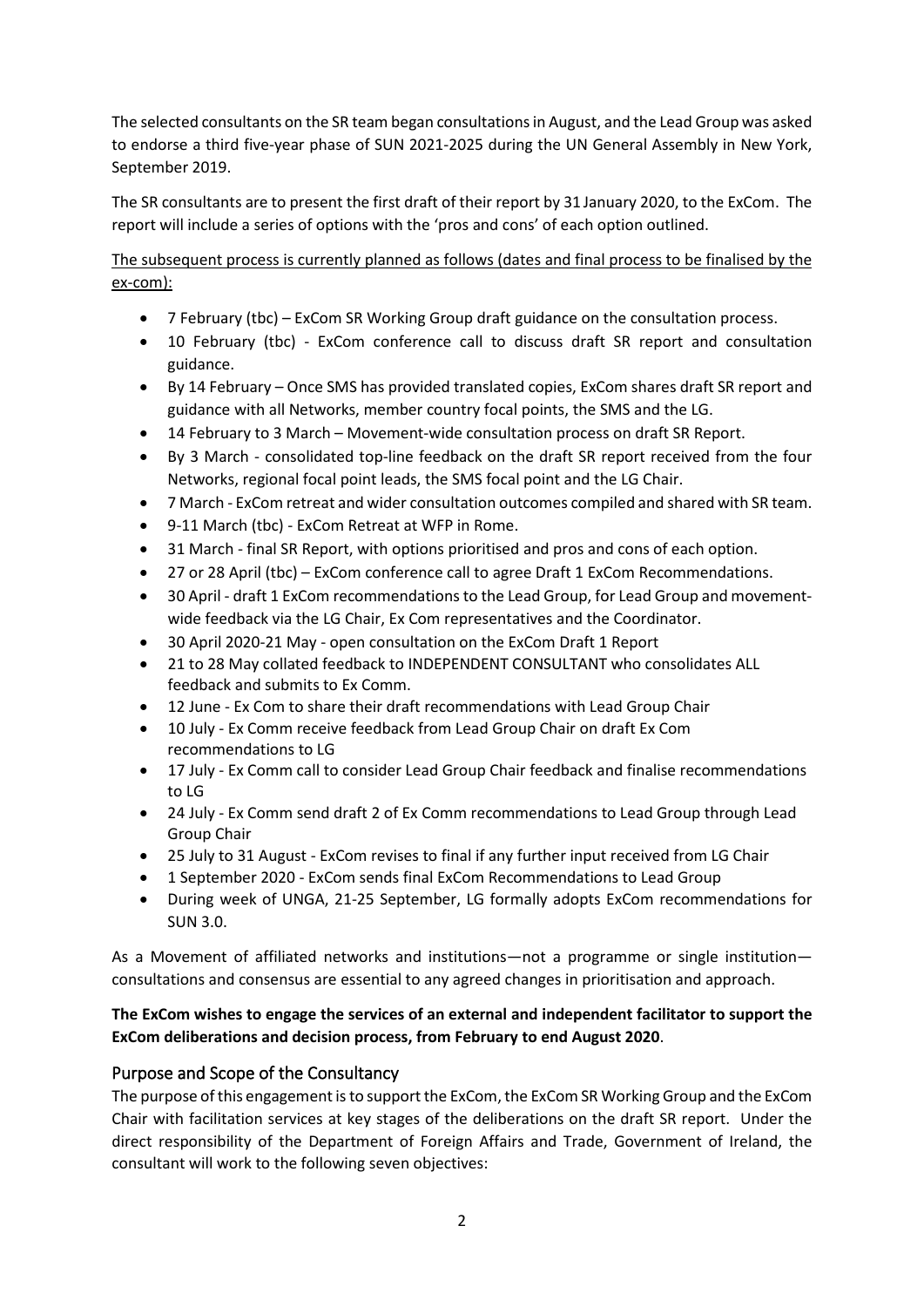The selected consultants on the SR team began consultations in August, and the Lead Group was asked to endorse a third five-year phase of SUN 2021-2025 during the UN General Assembly in New York, September 2019.

The SR consultants are to present the first draft of their report by 31 January 2020, to the ExCom. The report will include a series of options with the 'pros and cons' of each option outlined.

<u>The subsequent process is currently planned as follows (dates and final process to be finalised by the ex-com):</u>

- 7 February (tbc) – ExCom SR Working Group draft guidance on the consultation process.
- 10 February (tbc) - ExCom conference call to discuss draft SR report and consultation guidance.
- By 14 February – Once SMS has provided translated copies, ExCom shares draft SR report and guidance with all Networks, member country focal points, the SMS and the LG.
- 14 February to 3 March – Movement-wide consultation process on draft SR Report.
- By 3 March - consolidated top-line feedback on the draft SR report received from the four Networks, regional focal point leads, the SMS focal point and the LG Chair.
- 7 March - ExCom retreat and wider consultation outcomes compiled and shared with SR team.
- 9-11 March (tbc) - ExCom Retreat at WFP in Rome.
- 31 March - final SR Report, with options prioritised and pros and cons of each option.
- 27 or 28 April (tbc) – ExCom conference call to agree Draft 1 ExCom Recommendations.
- 30 April - draft 1 ExCom recommendations to the Lead Group, for Lead Group and movement-wide feedback via the LG Chair, Ex Com representatives and the Coordinator.
- 30 April 2020-21 May - open consultation on the ExCom Draft 1 Report
- 21 to 28 May collated feedback to INDEPENDENT CONSULTANT who consolidates ALL feedback and submits to Ex Comm.
- 12 June - Ex Com to share their draft recommendations with Lead Group Chair
- 10 July - Ex Comm receive feedback from Lead Group Chair on draft Ex Com recommendations to LG
- 17 July - Ex Comm call to consider Lead Group Chair feedback and finalise recommendations to LG
- 24 July - Ex Comm send draft 2 of Ex Comm recommendations to Lead Group through Lead Group Chair
- 25 July to 31 August - ExCom revises to final if any further input received from LG Chair
- 1 September 2020 - ExCom sends final ExCom Recommendations to Lead Group
- During week of UNGA, 21-25 September, LG formally adopts ExCom recommendations for SUN 3.0.

As a Movement of affiliated networks and institutions—not a programme or single institution—consultations and consensus are essential to any agreed changes in prioritisation and approach.

**The ExCom wishes to engage the services of an external and independent facilitator to support the ExCom deliberations and decision process, from February to end August 2020**.

## Purpose and Scope of the Consultancy

The purpose of this engagement is to support the ExCom, the ExCom SR Working Group and the ExCom Chair with facilitation services at key stages of the deliberations on the draft SR report. Under the direct responsibility of the Department of Foreign Affairs and Trade, Government of Ireland, the consultant will work to the following seven objectives: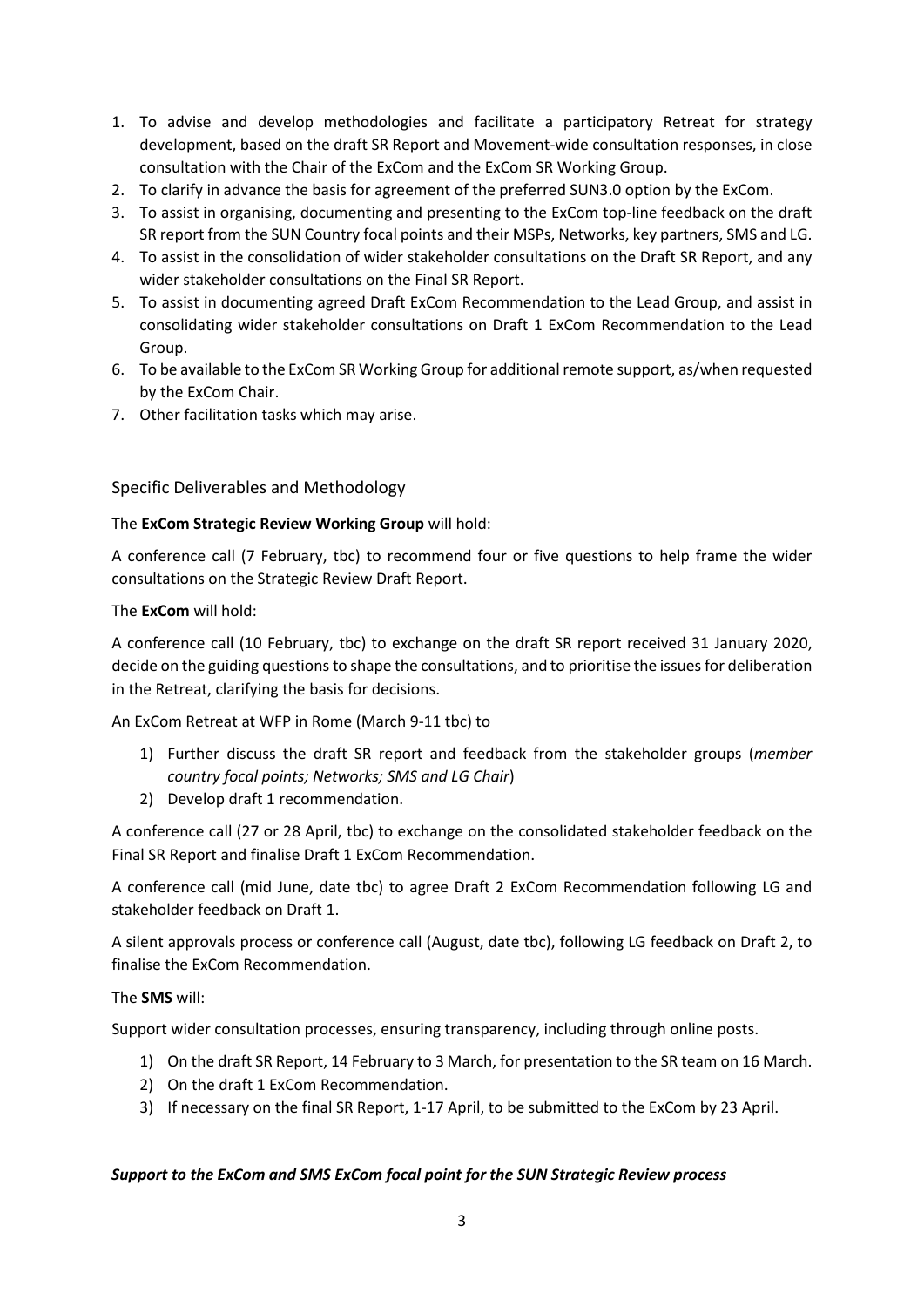1. To advise and develop methodologies and facilitate a participatory Retreat for strategy development, based on the draft SR Report and Movement-wide consultation responses, in close consultation with the Chair of the ExCom and the ExCom SR Working Group.
2. To clarify in advance the basis for agreement of the preferred SUN3.0 option by the ExCom.
3. To assist in organising, documenting and presenting to the ExCom top-line feedback on the draft SR report from the SUN Country focal points and their MSPs, Networks, key partners, SMS and LG.
4. To assist in the consolidation of wider stakeholder consultations on the Draft SR Report, and any wider stakeholder consultations on the Final SR Report.
5. To assist in documenting agreed Draft ExCom Recommendation to the Lead Group, and assist in consolidating wider stakeholder consultations on Draft 1 ExCom Recommendation to the Lead Group.
6. To be available to the ExCom SR Working Group for additional remote support, as/when requested by the ExCom Chair.
7. Other facilitation tasks which may arise.

## Specific Deliverables and Methodology

The **ExCom Strategic Review Working Group** will hold:

A conference call (7 February, tbc) to recommend four or five questions to help frame the wider consultations on the Strategic Review Draft Report.

The **ExCom** will hold:

A conference call (10 February, tbc) to exchange on the draft SR report received 31 January 2020, decide on the guiding questions to shape the consultations, and to prioritise the issues for deliberation in the Retreat, clarifying the basis for decisions.

An ExCom Retreat at WFP in Rome (March 9-11 tbc) to

1) Further discuss the draft SR report and feedback from the stakeholder groups (*member country focal points; Networks; SMS and LG Chair*)
2) Develop draft 1 recommendation.

A conference call (27 or 28 April, tbc) to exchange on the consolidated stakeholder feedback on the Final SR Report and finalise Draft 1 ExCom Recommendation.

A conference call (mid June, date tbc) to agree Draft 2 ExCom Recommendation following LG and stakeholder feedback on Draft 1.

A silent approvals process or conference call (August, date tbc), following LG feedback on Draft 2, to finalise the ExCom Recommendation.

The **SMS** will:

Support wider consultation processes, ensuring transparency, including through online posts.

1) On the draft SR Report, 14 February to 3 March, for presentation to the SR team on 16 March.
2) On the draft 1 ExCom Recommendation.
3) If necessary on the final SR Report, 1-17 April, to be submitted to the ExCom by 23 April.

***Support to the ExCom and SMS ExCom focal point for the SUN Strategic Review process***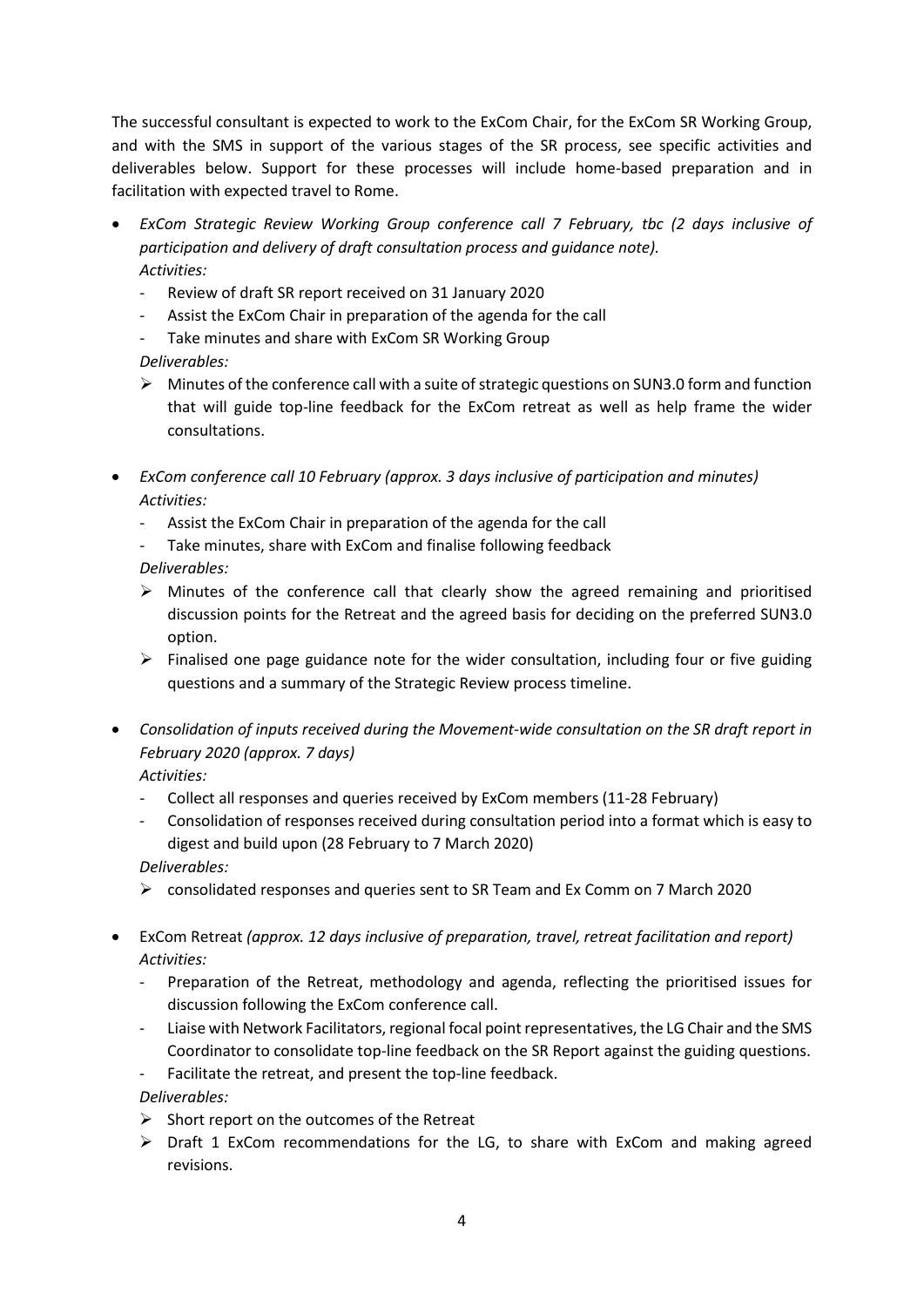The successful consultant is expected to work to the ExCom Chair, for the ExCom SR Working Group, and with the SMS in support of the various stages of the SR process, see specific activities and deliverables below. Support for these processes will include home-based preparation and in facilitation with expected travel to Rome.

- *ExCom Strategic Review Working Group conference call 7 February, tbc (2 days inclusive of participation and delivery of draft consultation process and guidance note).*
  *Activities:*
  - Review of draft SR report received on 31 January 2020
  - Assist the ExCom Chair in preparation of the agenda for the call
  - Take minutes and share with ExCom SR Working Group

  *Deliverables:*
  - Minutes of the conference call with a suite of strategic questions on SUN3.0 form and function that will guide top-line feedback for the ExCom retreat as well as help frame the wider consultations.

- *ExCom conference call 10 February (approx. 3 days inclusive of participation and minutes)*
  *Activities:*
  - Assist the ExCom Chair in preparation of the agenda for the call
  - Take minutes, share with ExCom and finalise following feedback

  *Deliverables:*
  - Minutes of the conference call that clearly show the agreed remaining and prioritised discussion points for the Retreat and the agreed basis for deciding on the preferred SUN3.0 option.
  - Finalised one page guidance note for the wider consultation, including four or five guiding questions and a summary of the Strategic Review process timeline.

- *Consolidation of inputs received during the Movement-wide consultation on the SR draft report in February 2020 (approx. 7 days)*
  *Activities:*
  - Collect all responses and queries received by ExCom members (11-28 February)
  - Consolidation of responses received during consultation period into a format which is easy to digest and build upon (28 February to 7 March 2020)

  *Deliverables:*
  - consolidated responses and queries sent to SR Team and Ex Comm on 7 March 2020

- ExCom Retreat *(approx. 12 days inclusive of preparation, travel, retreat facilitation and report)*
  *Activities:*
  - Preparation of the Retreat, methodology and agenda, reflecting the prioritised issues for discussion following the ExCom conference call.
  - Liaise with Network Facilitators, regional focal point representatives, the LG Chair and the SMS Coordinator to consolidate top-line feedback on the SR Report against the guiding questions.
  - Facilitate the retreat, and present the top-line feedback.

  *Deliverables:*
  - Short report on the outcomes of the Retreat
  - Draft 1 ExCom recommendations for the LG, to share with ExCom and making agreed revisions.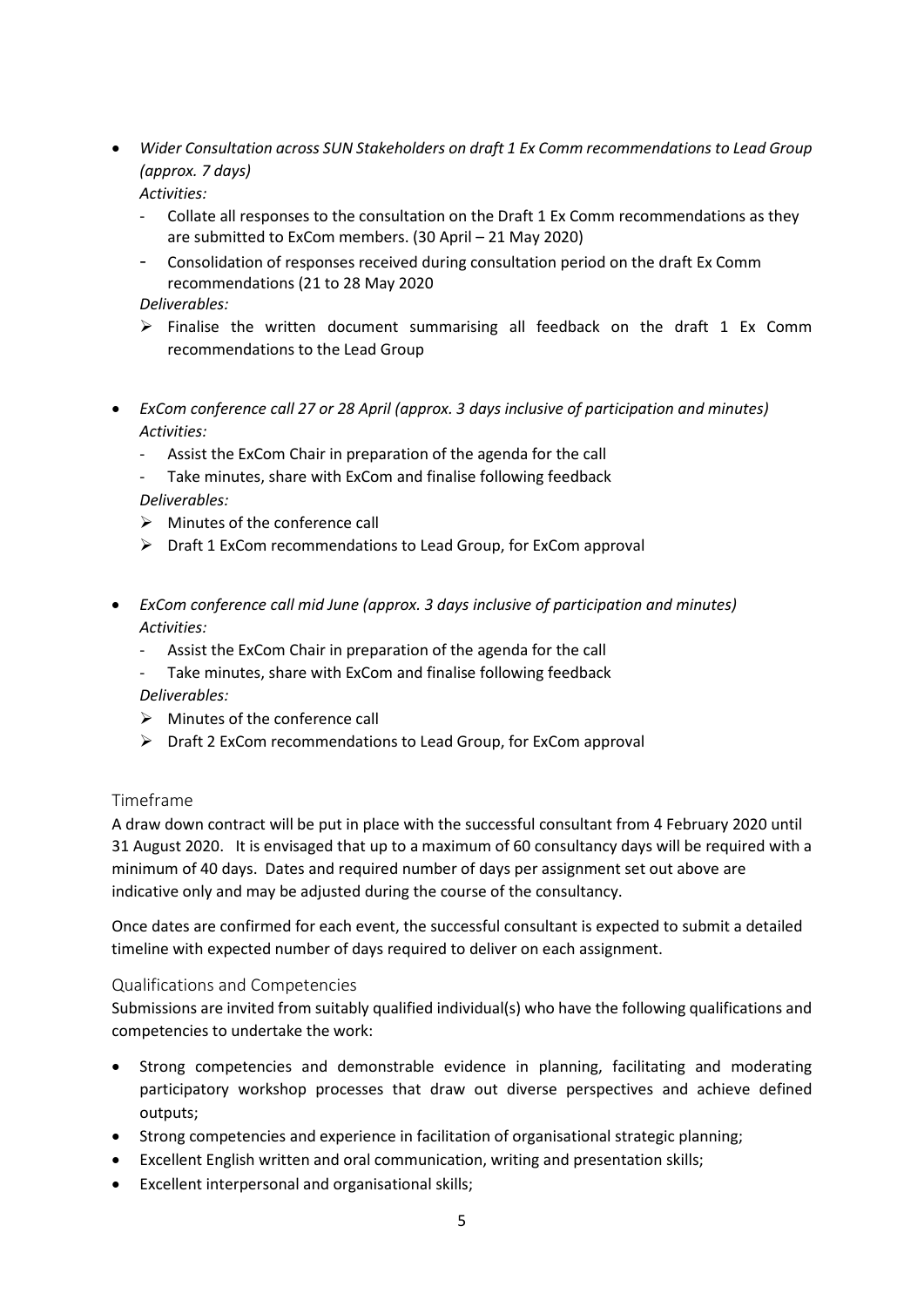- *Wider Consultation across SUN Stakeholders on draft 1 Ex Comm recommendations to Lead Group (approx. 7 days)*

  *Activities:*
  - Collate all responses to the consultation on the Draft 1 Ex Comm recommendations as they are submitted to ExCom members. (30 April – 21 May 2020)
  - Consolidation of responses received during consultation period on the draft Ex Comm recommendations (21 to 28 May 2020

  *Deliverables:*
  - Finalise the written document summarising all feedback on the draft 1 Ex Comm recommendations to the Lead Group

- *ExCom conference call 27 or 28 April (approx. 3 days inclusive of participation and minutes)*

  *Activities:*
  - Assist the ExCom Chair in preparation of the agenda for the call
  - Take minutes, share with ExCom and finalise following feedback

  *Deliverables:*
  - Minutes of the conference call
  - Draft 1 ExCom recommendations to Lead Group, for ExCom approval

- *ExCom conference call mid June (approx. 3 days inclusive of participation and minutes)*

  *Activities:*
  - Assist the ExCom Chair in preparation of the agenda for the call
  - Take minutes, share with ExCom and finalise following feedback

  *Deliverables:*
  - Minutes of the conference call
  - Draft 2 ExCom recommendations to Lead Group, for ExCom approval

## Timeframe

A draw down contract will be put in place with the successful consultant from 4 February 2020 until 31 August 2020. It is envisaged that up to a maximum of 60 consultancy days will be required with a minimum of 40 days. Dates and required number of days per assignment set out above are indicative only and may be adjusted during the course of the consultancy.

Once dates are confirmed for each event, the successful consultant is expected to submit a detailed timeline with expected number of days required to deliver on each assignment.

## Qualifications and Competencies

Submissions are invited from suitably qualified individual(s) who have the following qualifications and competencies to undertake the work:

- Strong competencies and demonstrable evidence in planning, facilitating and moderating participatory workshop processes that draw out diverse perspectives and achieve defined outputs;
- Strong competencies and experience in facilitation of organisational strategic planning;
- Excellent English written and oral communication, writing and presentation skills;
- Excellent interpersonal and organisational skills;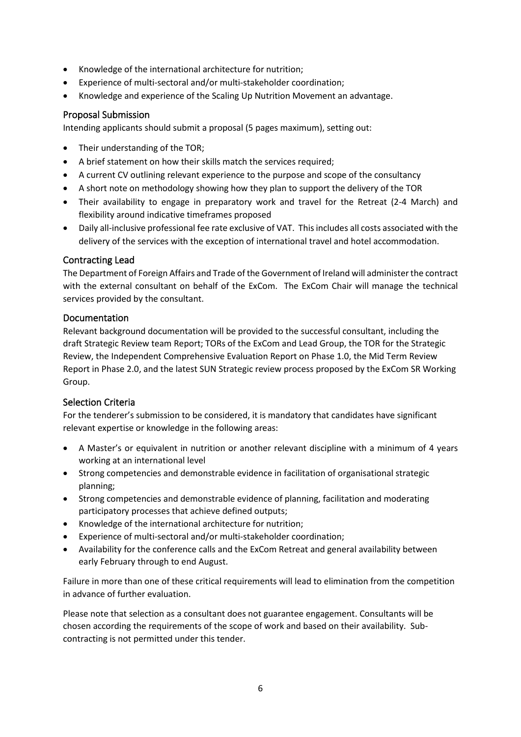- Knowledge of the international architecture for nutrition;
- Experience of multi-sectoral and/or multi-stakeholder coordination;
- Knowledge and experience of the Scaling Up Nutrition Movement an advantage.

## Proposal Submission

Intending applicants should submit a proposal (5 pages maximum), setting out:

- Their understanding of the TOR;
- A brief statement on how their skills match the services required;
- A current CV outlining relevant experience to the purpose and scope of the consultancy
- A short note on methodology showing how they plan to support the delivery of the TOR
- Their availability to engage in preparatory work and travel for the Retreat (2-4 March) and flexibility around indicative timeframes proposed
- Daily all-inclusive professional fee rate exclusive of VAT. This includes all costs associated with the delivery of the services with the exception of international travel and hotel accommodation.

## Contracting Lead

The Department of Foreign Affairs and Trade of the Government of Ireland will administer the contract with the external consultant on behalf of the ExCom. The ExCom Chair will manage the technical services provided by the consultant.

## Documentation

Relevant background documentation will be provided to the successful consultant, including the draft Strategic Review team Report; TORs of the ExCom and Lead Group, the TOR for the Strategic Review, the Independent Comprehensive Evaluation Report on Phase 1.0, the Mid Term Review Report in Phase 2.0, and the latest SUN Strategic review process proposed by the ExCom SR Working Group.

## Selection Criteria

For the tenderer's submission to be considered, it is mandatory that candidates have significant relevant expertise or knowledge in the following areas:

- A Master's or equivalent in nutrition or another relevant discipline with a minimum of 4 years working at an international level
- Strong competencies and demonstrable evidence in facilitation of organisational strategic planning;
- Strong competencies and demonstrable evidence of planning, facilitation and moderating participatory processes that achieve defined outputs;
- Knowledge of the international architecture for nutrition;
- Experience of multi-sectoral and/or multi-stakeholder coordination;
- Availability for the conference calls and the ExCom Retreat and general availability between early February through to end August.

Failure in more than one of these critical requirements will lead to elimination from the competition in advance of further evaluation.

Please note that selection as a consultant does not guarantee engagement. Consultants will be chosen according the requirements of the scope of work and based on their availability. Sub-contracting is not permitted under this tender.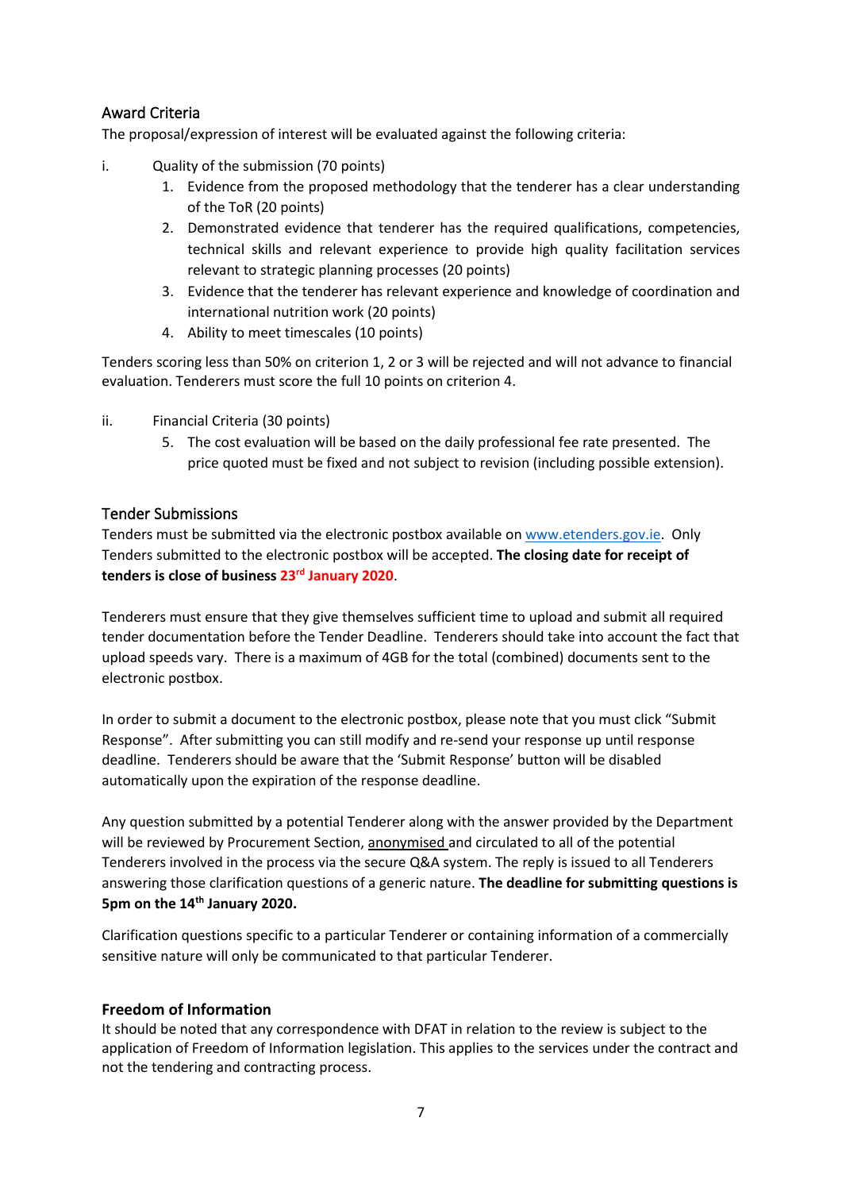## Award Criteria

The proposal/expression of interest will be evaluated against the following criteria:

i. Quality of the submission (70 points)
   1. Evidence from the proposed methodology that the tenderer has a clear understanding of the ToR (20 points)
   2. Demonstrated evidence that tenderer has the required qualifications, competencies, technical skills and relevant experience to provide high quality facilitation services relevant to strategic planning processes (20 points)
   3. Evidence that the tenderer has relevant experience and knowledge of coordination and international nutrition work (20 points)
   4. Ability to meet timescales (10 points)

Tenders scoring less than 50% on criterion 1, 2 or 3 will be rejected and will not advance to financial evaluation. Tenderers must score the full 10 points on criterion 4.

ii. Financial Criteria (30 points)
   5. The cost evaluation will be based on the daily professional fee rate presented. The price quoted must be fixed and not subject to revision (including possible extension).

## Tender Submissions

Tenders must be submitted via the electronic postbox available on www.etenders.gov.ie. Only Tenders submitted to the electronic postbox will be accepted. **The closing date for receipt of tenders is close of business 23rd January 2020**.

Tenderers must ensure that they give themselves sufficient time to upload and submit all required tender documentation before the Tender Deadline. Tenderers should take into account the fact that upload speeds vary. There is a maximum of 4GB for the total (combined) documents sent to the electronic postbox.

In order to submit a document to the electronic postbox, please note that you must click "Submit Response". After submitting you can still modify and re-send your response up until response deadline. Tenderers should be aware that the 'Submit Response' button will be disabled automatically upon the expiration of the response deadline.

Any question submitted by a potential Tenderer along with the answer provided by the Department will be reviewed by Procurement Section, anonymised and circulated to all of the potential Tenderers involved in the process via the secure Q&A system. The reply is issued to all Tenderers answering those clarification questions of a generic nature. **The deadline for submitting questions is 5pm on the 14th January 2020.**

Clarification questions specific to a particular Tenderer or containing information of a commercially sensitive nature will only be communicated to that particular Tenderer.

## Freedom of Information

It should be noted that any correspondence with DFAT in relation to the review is subject to the application of Freedom of Information legislation. This applies to the services under the contract and not the tendering and contracting process.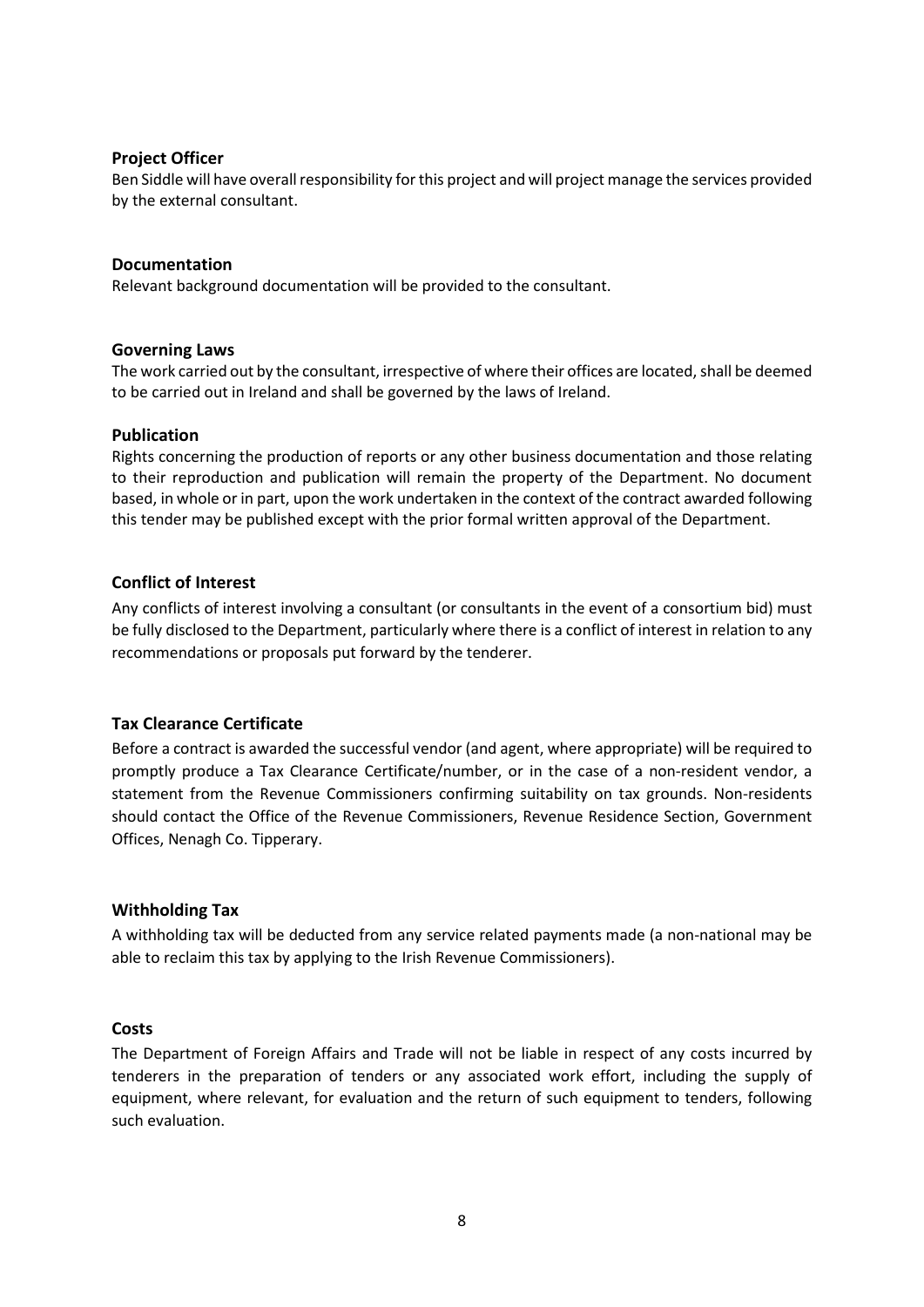### Project Officer

Ben Siddle will have overall responsibility for this project and will project manage the services provided by the external consultant.

### Documentation

Relevant background documentation will be provided to the consultant.

### Governing Laws

The work carried out by the consultant, irrespective of where their offices are located, shall be deemed to be carried out in Ireland and shall be governed by the laws of Ireland.

### Publication

Rights concerning the production of reports or any other business documentation and those relating to their reproduction and publication will remain the property of the Department. No document based, in whole or in part, upon the work undertaken in the context of the contract awarded following this tender may be published except with the prior formal written approval of the Department.

### Conflict of Interest

Any conflicts of interest involving a consultant (or consultants in the event of a consortium bid) must be fully disclosed to the Department, particularly where there is a conflict of interest in relation to any recommendations or proposals put forward by the tenderer.

### Tax Clearance Certificate

Before a contract is awarded the successful vendor (and agent, where appropriate) will be required to promptly produce a Tax Clearance Certificate/number, or in the case of a non-resident vendor, a statement from the Revenue Commissioners confirming suitability on tax grounds. Non-residents should contact the Office of the Revenue Commissioners, Revenue Residence Section, Government Offices, Nenagh Co. Tipperary.

### Withholding Tax

A withholding tax will be deducted from any service related payments made (a non-national may be able to reclaim this tax by applying to the Irish Revenue Commissioners).

### Costs

The Department of Foreign Affairs and Trade will not be liable in respect of any costs incurred by tenderers in the preparation of tenders or any associated work effort, including the supply of equipment, where relevant, for evaluation and the return of such equipment to tenders, following such evaluation.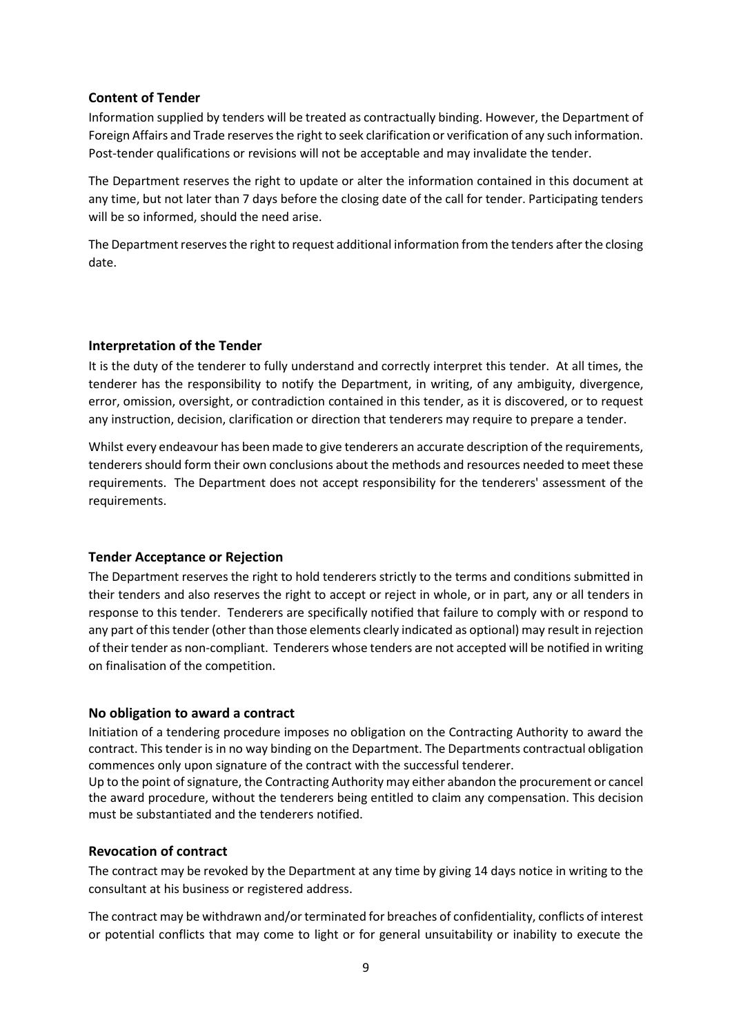## Content of Tender

Information supplied by tenders will be treated as contractually binding. However, the Department of Foreign Affairs and Trade reserves the right to seek clarification or verification of any such information. Post-tender qualifications or revisions will not be acceptable and may invalidate the tender.

The Department reserves the right to update or alter the information contained in this document at any time, but not later than 7 days before the closing date of the call for tender. Participating tenders will be so informed, should the need arise.

The Department reserves the right to request additional information from the tenders after the closing date.

## Interpretation of the Tender

It is the duty of the tenderer to fully understand and correctly interpret this tender. At all times, the tenderer has the responsibility to notify the Department, in writing, of any ambiguity, divergence, error, omission, oversight, or contradiction contained in this tender, as it is discovered, or to request any instruction, decision, clarification or direction that tenderers may require to prepare a tender.

Whilst every endeavour has been made to give tenderers an accurate description of the requirements, tenderers should form their own conclusions about the methods and resources needed to meet these requirements. The Department does not accept responsibility for the tenderers' assessment of the requirements.

## Tender Acceptance or Rejection

The Department reserves the right to hold tenderers strictly to the terms and conditions submitted in their tenders and also reserves the right to accept or reject in whole, or in part, any or all tenders in response to this tender. Tenderers are specifically notified that failure to comply with or respond to any part of this tender (other than those elements clearly indicated as optional) may result in rejection of their tender as non-compliant. Tenderers whose tenders are not accepted will be notified in writing on finalisation of the competition.

## No obligation to award a contract

Initiation of a tendering procedure imposes no obligation on the Contracting Authority to award the contract. This tender is in no way binding on the Department. The Departments contractual obligation commences only upon signature of the contract with the successful tenderer.
Up to the point of signature, the Contracting Authority may either abandon the procurement or cancel the award procedure, without the tenderers being entitled to claim any compensation. This decision must be substantiated and the tenderers notified.

## Revocation of contract

The contract may be revoked by the Department at any time by giving 14 days notice in writing to the consultant at his business or registered address.

The contract may be withdrawn and/or terminated for breaches of confidentiality, conflicts of interest or potential conflicts that may come to light or for general unsuitability or inability to execute the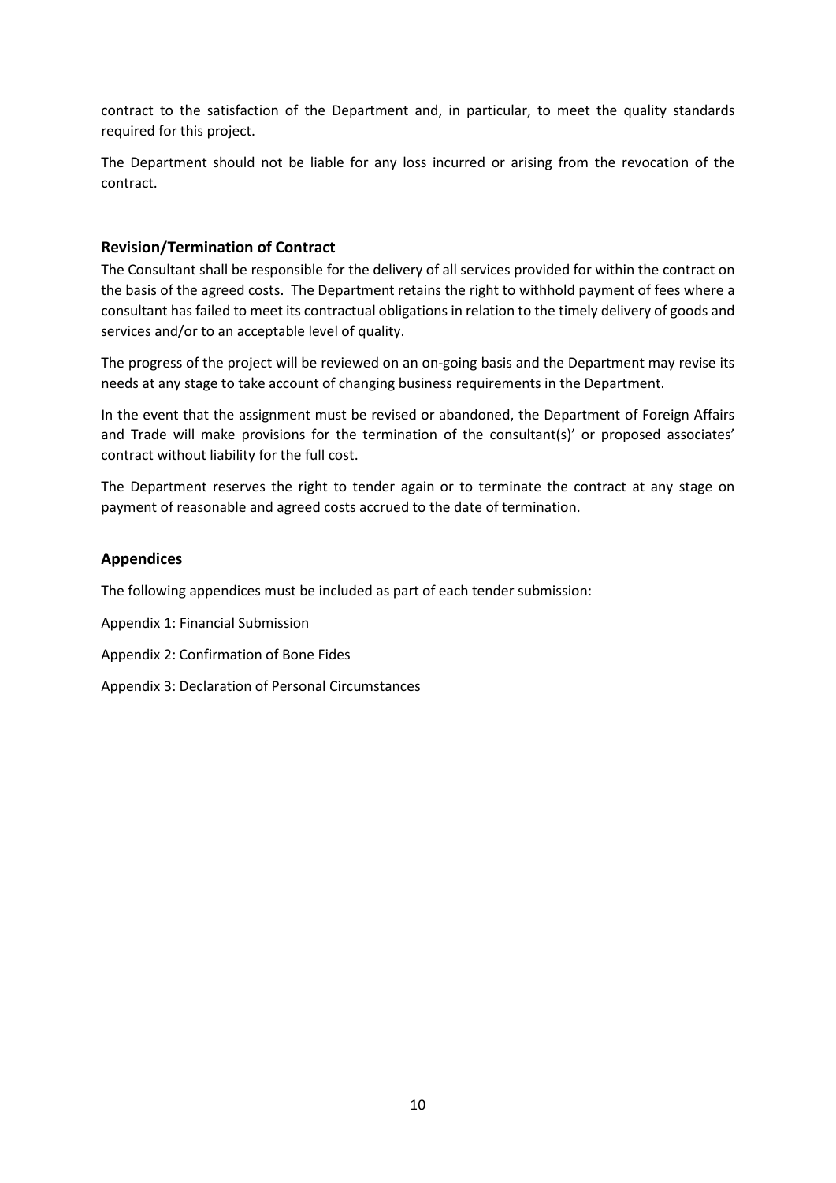contract to the satisfaction of the Department and, in particular, to meet the quality standards required for this project.

The Department should not be liable for any loss incurred or arising from the revocation of the contract.

### Revision/Termination of Contract

The Consultant shall be responsible for the delivery of all services provided for within the contract on the basis of the agreed costs. The Department retains the right to withhold payment of fees where a consultant has failed to meet its contractual obligations in relation to the timely delivery of goods and services and/or to an acceptable level of quality.

The progress of the project will be reviewed on an on-going basis and the Department may revise its needs at any stage to take account of changing business requirements in the Department.

In the event that the assignment must be revised or abandoned, the Department of Foreign Affairs and Trade will make provisions for the termination of the consultant(s)' or proposed associates' contract without liability for the full cost.

The Department reserves the right to tender again or to terminate the contract at any stage on payment of reasonable and agreed costs accrued to the date of termination.

### Appendices

The following appendices must be included as part of each tender submission:

Appendix 1: Financial Submission

Appendix 2: Confirmation of Bone Fides

Appendix 3: Declaration of Personal Circumstances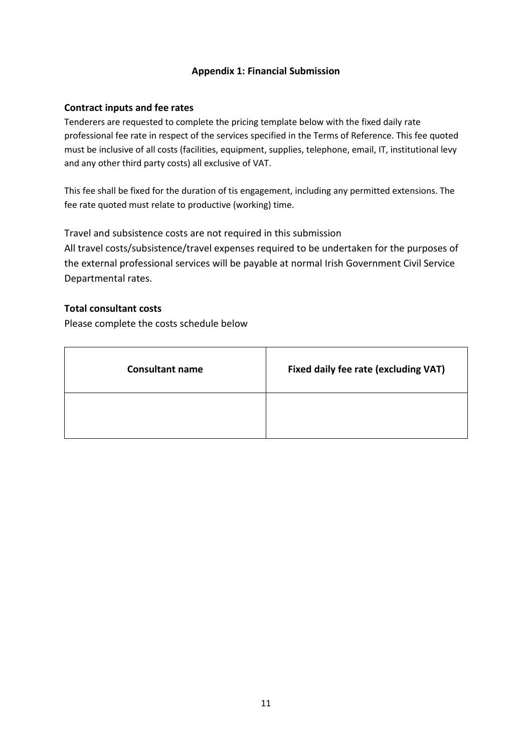## Appendix 1: Financial Submission

### Contract inputs and fee rates

Tenderers are requested to complete the pricing template below with the fixed daily rate professional fee rate in respect of the services specified in the Terms of Reference. This fee quoted must be inclusive of all costs (facilities, equipment, supplies, telephone, email, IT, institutional levy and any other third party costs) all exclusive of VAT.

This fee shall be fixed for the duration of tis engagement, including any permitted extensions. The fee rate quoted must relate to productive (working) time.

Travel and subsistence costs are not required in this submission
All travel costs/subsistence/travel expenses required to be undertaken for the purposes of the external professional services will be payable at normal Irish Government Civil Service Departmental rates.

### Total consultant costs

Please complete the costs schedule below

| Consultant name | Fixed daily fee rate (excluding VAT) |
|---|---|
| | |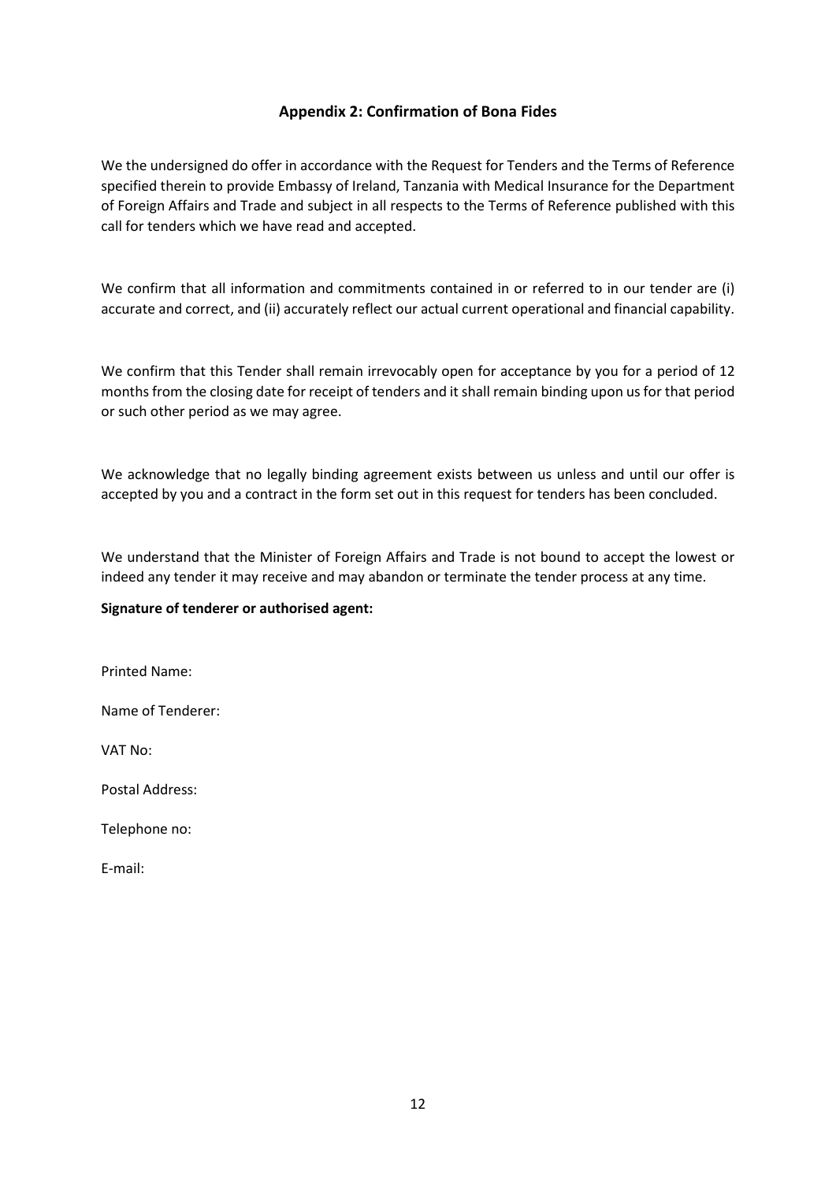## Appendix 2: Confirmation of Bona Fides

We the undersigned do offer in accordance with the Request for Tenders and the Terms of Reference specified therein to provide Embassy of Ireland, Tanzania with Medical Insurance for the Department of Foreign Affairs and Trade and subject in all respects to the Terms of Reference published with this call for tenders which we have read and accepted.

We confirm that all information and commitments contained in or referred to in our tender are (i) accurate and correct, and (ii) accurately reflect our actual current operational and financial capability.

We confirm that this Tender shall remain irrevocably open for acceptance by you for a period of 12 months from the closing date for receipt of tenders and it shall remain binding upon us for that period or such other period as we may agree.

We acknowledge that no legally binding agreement exists between us unless and until our offer is accepted by you and a contract in the form set out in this request for tenders has been concluded.

We understand that the Minister of Foreign Affairs and Trade is not bound to accept the lowest or indeed any tender it may receive and may abandon or terminate the tender process at any time.

**Signature of tenderer or authorised agent:**

Printed Name:

Name of Tenderer:

VAT No:

Postal Address:

Telephone no:

E-mail: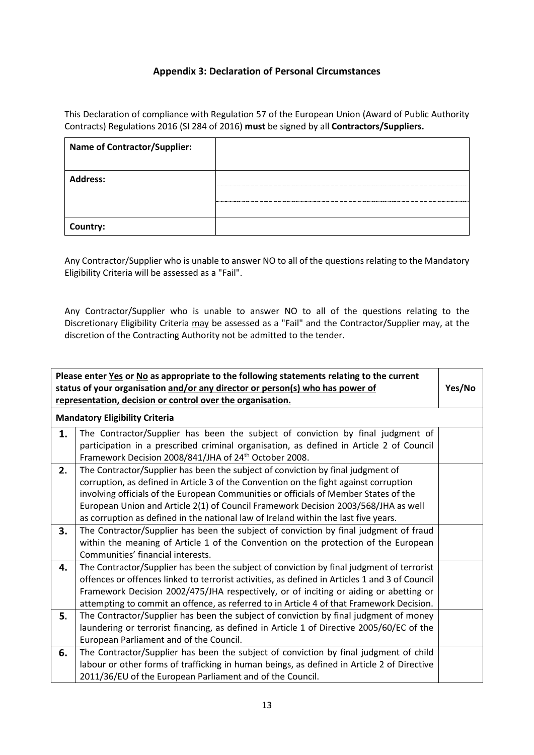## Appendix 3: Declaration of Personal Circumstances

This Declaration of compliance with Regulation 57 of the European Union (Award of Public Authority Contracts) Regulations 2016 (SI 284 of 2016) **must** be signed by all **Contractors/Suppliers.**

| **Name of Contractor/Supplier:** | |
|---|---|
| **Address:** | |
| **Country:** | |

Any Contractor/Supplier who is unable to answer NO to all of the questions relating to the Mandatory Eligibility Criteria will be assessed as a "Fail".

Any Contractor/Supplier who is unable to answer NO to all of the questions relating to the Discretionary Eligibility Criteria may be assessed as a "Fail" and the Contractor/Supplier may, at the discretion of the Contracting Authority not be admitted to the tender.

| **Please enter Yes or No as appropriate to the following statements relating to the current status of your organisation and/or any director or person(s) who has power of representation, decision or control over the organisation.** | | **Yes/No** |
|---|---|---|
| **Mandatory Eligibility Criteria** | | |
| **1.** | The Contractor/Supplier has been the subject of conviction by final judgment of participation in a prescribed criminal organisation, as defined in Article 2 of Council Framework Decision 2008/841/JHA of 24th October 2008. | |
| **2.** | The Contractor/Supplier has been the subject of conviction by final judgment of corruption, as defined in Article 3 of the Convention on the fight against corruption involving officials of the European Communities or officials of Member States of the European Union and Article 2(1) of Council Framework Decision 2003/568/JHA as well as corruption as defined in the national law of Ireland within the last five years. | |
| **3.** | The Contractor/Supplier has been the subject of conviction by final judgment of fraud within the meaning of Article 1 of the Convention on the protection of the European Communities' financial interests. | |
| **4.** | The Contractor/Supplier has been the subject of conviction by final judgment of terrorist offences or offences linked to terrorist activities, as defined in Articles 1 and 3 of Council Framework Decision 2002/475/JHA respectively, or of inciting or aiding or abetting or attempting to commit an offence, as referred to in Article 4 of that Framework Decision. | |
| **5.** | The Contractor/Supplier has been the subject of conviction by final judgment of money laundering or terrorist financing, as defined in Article 1 of Directive 2005/60/EC of the European Parliament and of the Council. | |
| **6.** | The Contractor/Supplier has been the subject of conviction by final judgment of child labour or other forms of trafficking in human beings, as defined in Article 2 of Directive 2011/36/EU of the European Parliament and of the Council. | |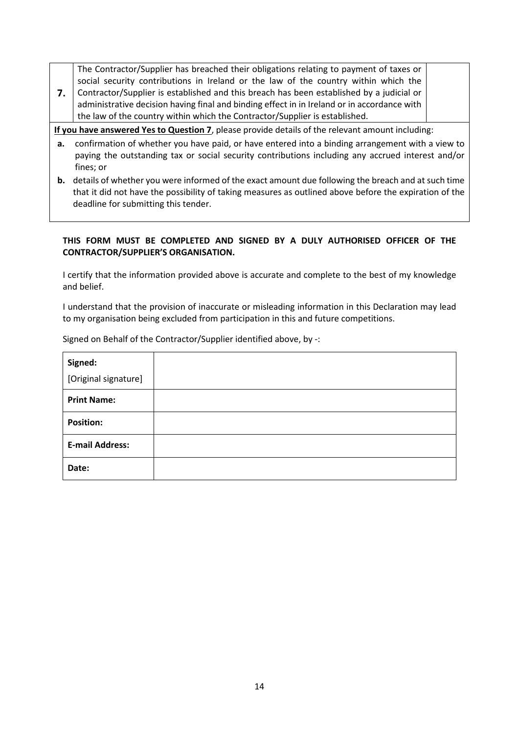| | | |
|---|---|---|
| **7.** | The Contractor/Supplier has breached their obligations relating to payment of taxes or social security contributions in Ireland or the law of the country within which the Contractor/Supplier is established and this breach has been established by a judicial or administrative decision having final and binding effect in in Ireland or in accordance with the law of the country within which the Contractor/Supplier is established. | |

**If you have answered Yes to Question 7**, please provide details of the relevant amount including:

**a.** confirmation of whether you have paid, or have entered into a binding arrangement with a view to paying the outstanding tax or social security contributions including any accrued interest and/or fines; or

**b.** details of whether you were informed of the exact amount due following the breach and at such time that it did not have the possibility of taking measures as outlined above before the expiration of the deadline for submitting this tender.

**THIS FORM MUST BE COMPLETED AND SIGNED BY A DULY AUTHORISED OFFICER OF THE CONTRACTOR/SUPPLIER'S ORGANISATION.**

I certify that the information provided above is accurate and complete to the best of my knowledge and belief.

I understand that the provision of inaccurate or misleading information in this Declaration may lead to my organisation being excluded from participation in this and future competitions.

Signed on Behalf of the Contractor/Supplier identified above, by -:

| | |
|---|---|
| **Signed:** [Original signature] | |
| **Print Name:** | |
| **Position:** | |
| **E-mail Address:** | |
| **Date:** | |